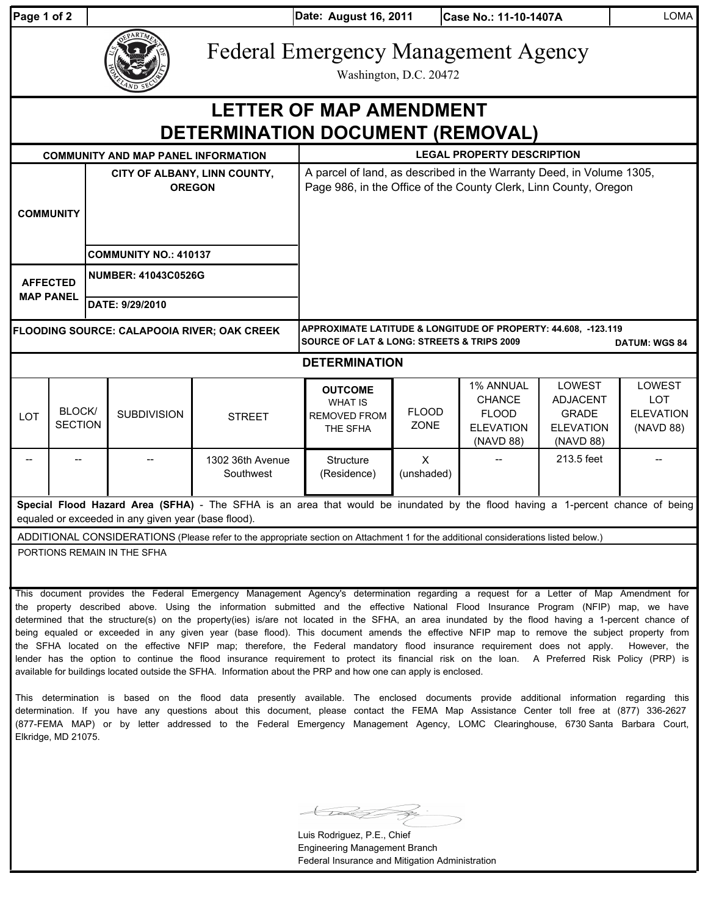Date: August 16, 2011 | Case No.: 11-10-1407A | LOMA

# Federal Emergency Management Agency

Washington, D.C. 20472

# LETTER OF MAP AMENDMENT DETERMINATION DOCUMENT (REMOVAL)

| COMMUNITY AND MAP PANEL INFORMATION | | LEGAL PROPERTY DESCRIPTION |
|---|---|---|
| COMMUNITY | CITY OF ALBANY, LINN COUNTY, OREGON | A parcel of land, as described in the Warranty Deed, in Volume 1305, Page 986, in the Office of the County Clerk, Linn County, Oregon |
| | COMMUNITY NO.: 410137 | |
| AFFECTED MAP PANEL | NUMBER: 41043C0526G | |
| | DATE: 9/29/2010 | |
| FLOODING SOURCE: CALAPOOIA RIVER; OAK CREEK | | APPROXIMATE LATITUDE & LONGITUDE OF PROPERTY: 44.608, -123.119<br>SOURCE OF LAT & LONG: STREETS & TRIPS 2009 DATUM: WGS 84 |

## DETERMINATION

| LOT | BLOCK/ SECTION | SUBDIVISION | STREET | OUTCOME WHAT IS REMOVED FROM THE SFHA | FLOOD ZONE | 1% ANNUAL CHANCE FLOOD ELEVATION (NAVD 88) | LOWEST ADJACENT GRADE ELEVATION (NAVD 88) | LOWEST LOT ELEVATION (NAVD 88) |
|---|---|---|---|---|---|---|---|---|
| -- | -- | -- | 1302 36th Avenue Southwest | Structure (Residence) | X (unshaded) | -- | 213.5 feet | -- |

**Special Flood Hazard Area (SFHA)** - The SFHA is an area that would be inundated by the flood having a 1-percent chance of being equaled or exceeded in any given year (base flood).

ADDITIONAL CONSIDERATIONS (Please refer to the appropriate section on Attachment 1 for the additional considerations listed below.)

PORTIONS REMAIN IN THE SFHA

This document provides the Federal Emergency Management Agency's determination regarding a request for a Letter of Map Amendment for the property described above. Using the information submitted and the effective National Flood Insurance Program (NFIP) map, we have determined that the structure(s) on the property(ies) is/are not located in the SFHA, an area inundated by the flood having a 1-percent chance of being equaled or exceeded in any given year (base flood). This document amends the effective NFIP map to remove the subject property from the SFHA located on the effective NFIP map; therefore, the Federal mandatory flood insurance requirement does not apply. However, the lender has the option to continue the flood insurance requirement to protect its financial risk on the loan. A Preferred Risk Policy (PRP) is available for buildings located outside the SFHA. Information about the PRP and how one can apply is enclosed.

This determination is based on the flood data presently available. The enclosed documents provide additional information regarding this determination. If you have any questions about this document, please contact the FEMA Map Assistance Center toll free at (877) 336-2627 (877-FEMA MAP) or by letter addressed to the Federal Emergency Management Agency, LOMC Clearinghouse, 6730 Santa Barbara Court, Elkridge, MD 21075.

Luis Rodriguez, P.E., Chief
Engineering Management Branch
Federal Insurance and Mitigation Administration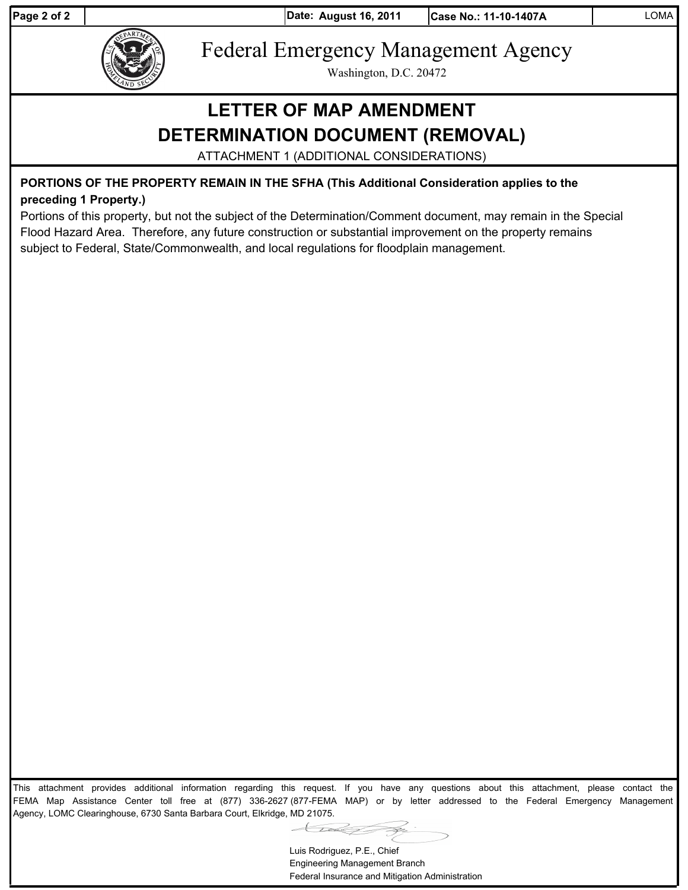Date: August 16, 2011 | Case No.: 11-10-1407A | LOMA

# Federal Emergency Management Agency

Washington, D.C. 20472

## LETTER OF MAP AMENDMENT DETERMINATION DOCUMENT (REMOVAL)

ATTACHMENT 1 (ADDITIONAL CONSIDERATIONS)

**PORTIONS OF THE PROPERTY REMAIN IN THE SFHA (This Additional Consideration applies to the preceding 1 Property.)**

Portions of this property, but not the subject of the Determination/Comment document, may remain in the Special Flood Hazard Area. Therefore, any future construction or substantial improvement on the property remains subject to Federal, State/Commonwealth, and local regulations for floodplain management.

This attachment provides additional information regarding this request. If you have any questions about this attachment, please contact the FEMA Map Assistance Center toll free at (877) 336-2627 (877-FEMA MAP) or by letter addressed to the Federal Emergency Management Agency, LOMC Clearinghouse, 6730 Santa Barbara Court, Elkridge, MD 21075.

Luis Rodriguez, P.E., Chief
Engineering Management Branch
Federal Insurance and Mitigation Administration